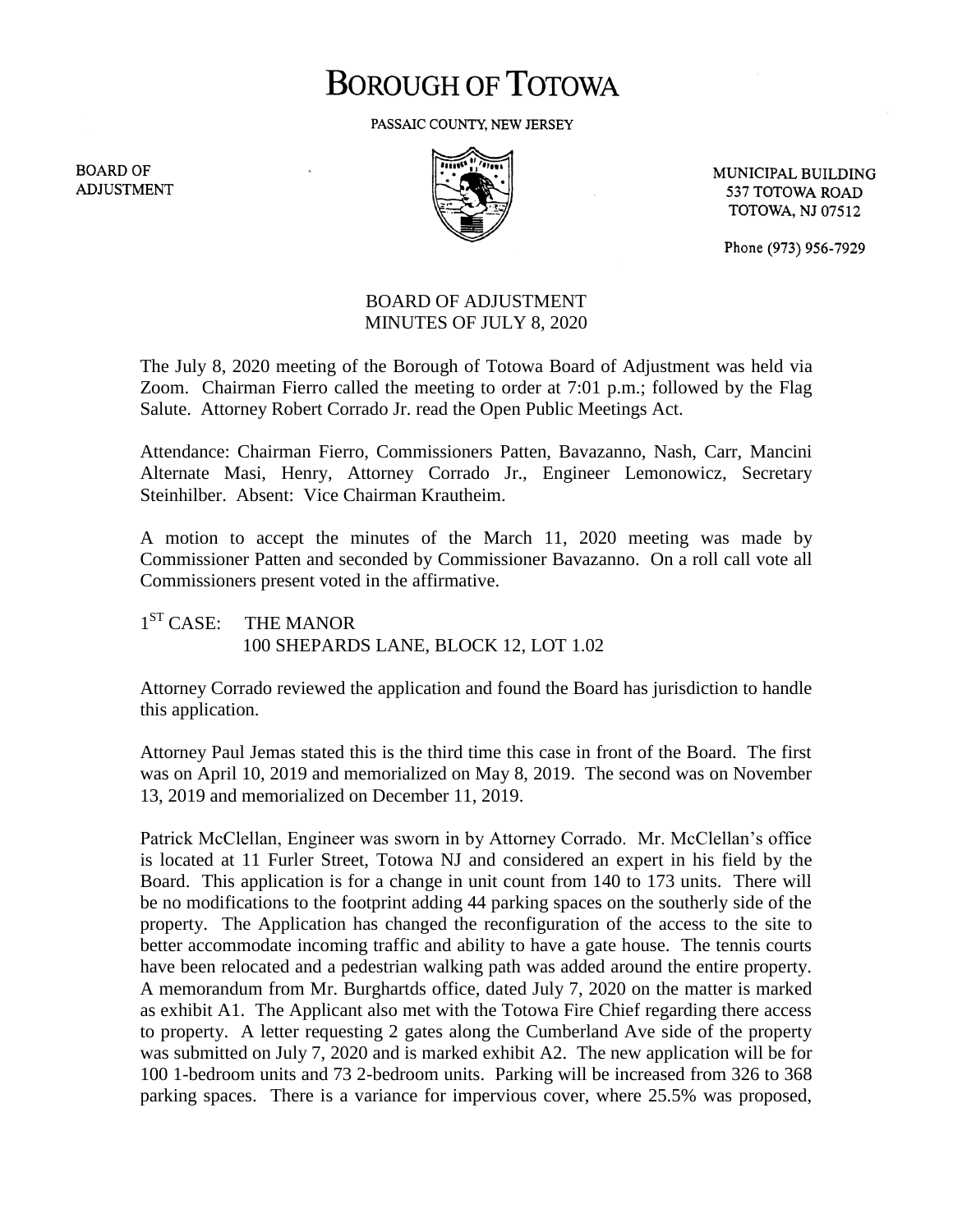# BOROUGH OF TOTOWA

PASSAIC COUNTY, NEW JERSEY

BOARD OF ADJUSTMENT

MUNICIPAL BUILDING
537 TOTOWA ROAD
TOTOWA, NJ 07512

Phone (973) 956-7929

## BOARD OF ADJUSTMENT
## MINUTES OF JULY 8, 2020

The July 8, 2020 meeting of the Borough of Totowa Board of Adjustment was held via Zoom. Chairman Fierro called the meeting to order at 7:01 p.m.; followed by the Flag Salute. Attorney Robert Corrado Jr. read the Open Public Meetings Act.

Attendance: Chairman Fierro, Commissioners Patten, Bavazanno, Nash, Carr, Mancini Alternate Masi, Henry, Attorney Corrado Jr., Engineer Lemonowicz, Secretary Steinhilber. Absent: Vice Chairman Krautheim.

A motion to accept the minutes of the March 11, 2020 meeting was made by Commissioner Patten and seconded by Commissioner Bavazanno. On a roll call vote all Commissioners present voted in the affirmative.

1ST CASE: THE MANOR
100 SHEPARDS LANE, BLOCK 12, LOT 1.02

Attorney Corrado reviewed the application and found the Board has jurisdiction to handle this application.

Attorney Paul Jemas stated this is the third time this case in front of the Board. The first was on April 10, 2019 and memorialized on May 8, 2019. The second was on November 13, 2019 and memorialized on December 11, 2019.

Patrick McClellan, Engineer was sworn in by Attorney Corrado. Mr. McClellan's office is located at 11 Furler Street, Totowa NJ and considered an expert in his field by the Board. This application is for a change in unit count from 140 to 173 units. There will be no modifications to the footprint adding 44 parking spaces on the southerly side of the property. The Application has changed the reconfiguration of the access to the site to better accommodate incoming traffic and ability to have a gate house. The tennis courts have been relocated and a pedestrian walking path was added around the entire property. A memorandum from Mr. Burghartds office, dated July 7, 2020 on the matter is marked as exhibit A1. The Applicant also met with the Totowa Fire Chief regarding there access to property. A letter requesting 2 gates along the Cumberland Ave side of the property was submitted on July 7, 2020 and is marked exhibit A2. The new application will be for 100 1-bedroom units and 73 2-bedroom units. Parking will be increased from 326 to 368 parking spaces. There is a variance for impervious cover, where 25.5% was proposed,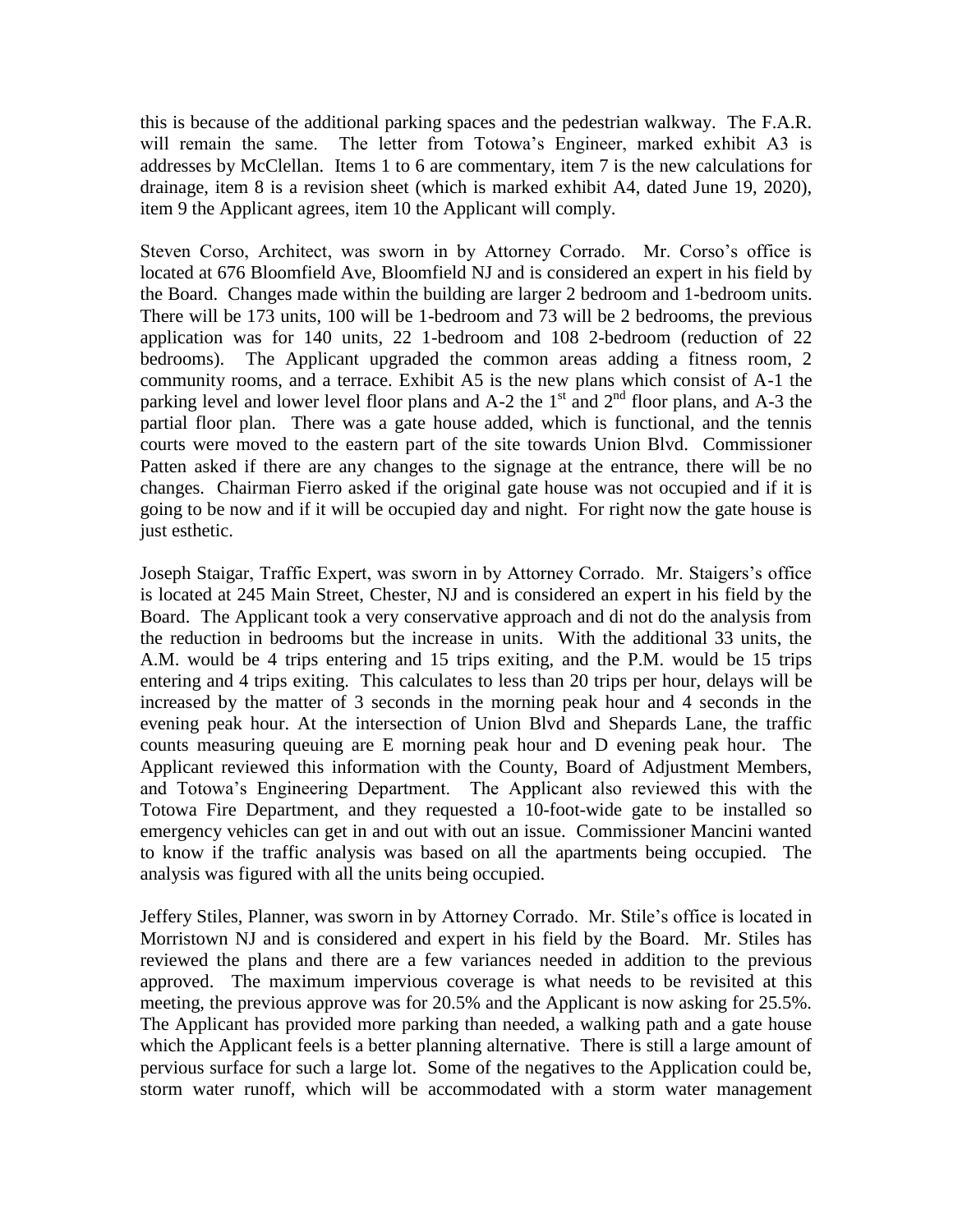this is because of the additional parking spaces and the pedestrian walkway. The F.A.R. will remain the same. The letter from Totowa's Engineer, marked exhibit A3 is addresses by McClellan. Items 1 to 6 are commentary, item 7 is the new calculations for drainage, item 8 is a revision sheet (which is marked exhibit A4, dated June 19, 2020), item 9 the Applicant agrees, item 10 the Applicant will comply.

Steven Corso, Architect, was sworn in by Attorney Corrado. Mr. Corso's office is located at 676 Bloomfield Ave, Bloomfield NJ and is considered an expert in his field by the Board. Changes made within the building are larger 2 bedroom and 1-bedroom units. There will be 173 units, 100 will be 1-bedroom and 73 will be 2 bedrooms, the previous application was for 140 units, 22 1-bedroom and 108 2-bedroom (reduction of 22 bedrooms). The Applicant upgraded the common areas adding a fitness room, 2 community rooms, and a terrace. Exhibit A5 is the new plans which consist of A-1 the parking level and lower level floor plans and A-2 the 1st and 2nd floor plans, and A-3 the partial floor plan. There was a gate house added, which is functional, and the tennis courts were moved to the eastern part of the site towards Union Blvd. Commissioner Patten asked if there are any changes to the signage at the entrance, there will be no changes. Chairman Fierro asked if the original gate house was not occupied and if it is going to be now and if it will be occupied day and night. For right now the gate house is just esthetic.

Joseph Staigar, Traffic Expert, was sworn in by Attorney Corrado. Mr. Staigers's office is located at 245 Main Street, Chester, NJ and is considered an expert in his field by the Board. The Applicant took a very conservative approach and di not do the analysis from the reduction in bedrooms but the increase in units. With the additional 33 units, the A.M. would be 4 trips entering and 15 trips exiting, and the P.M. would be 15 trips entering and 4 trips exiting. This calculates to less than 20 trips per hour, delays will be increased by the matter of 3 seconds in the morning peak hour and 4 seconds in the evening peak hour. At the intersection of Union Blvd and Shepards Lane, the traffic counts measuring queuing are E morning peak hour and D evening peak hour. The Applicant reviewed this information with the County, Board of Adjustment Members, and Totowa's Engineering Department. The Applicant also reviewed this with the Totowa Fire Department, and they requested a 10-foot-wide gate to be installed so emergency vehicles can get in and out with out an issue. Commissioner Mancini wanted to know if the traffic analysis was based on all the apartments being occupied. The analysis was figured with all the units being occupied.

Jeffery Stiles, Planner, was sworn in by Attorney Corrado. Mr. Stile's office is located in Morristown NJ and is considered and expert in his field by the Board. Mr. Stiles has reviewed the plans and there are a few variances needed in addition to the previous approved. The maximum impervious coverage is what needs to be revisited at this meeting, the previous approve was for 20.5% and the Applicant is now asking for 25.5%. The Applicant has provided more parking than needed, a walking path and a gate house which the Applicant feels is a better planning alternative. There is still a large amount of pervious surface for such a large lot. Some of the negatives to the Application could be, storm water runoff, which will be accommodated with a storm water management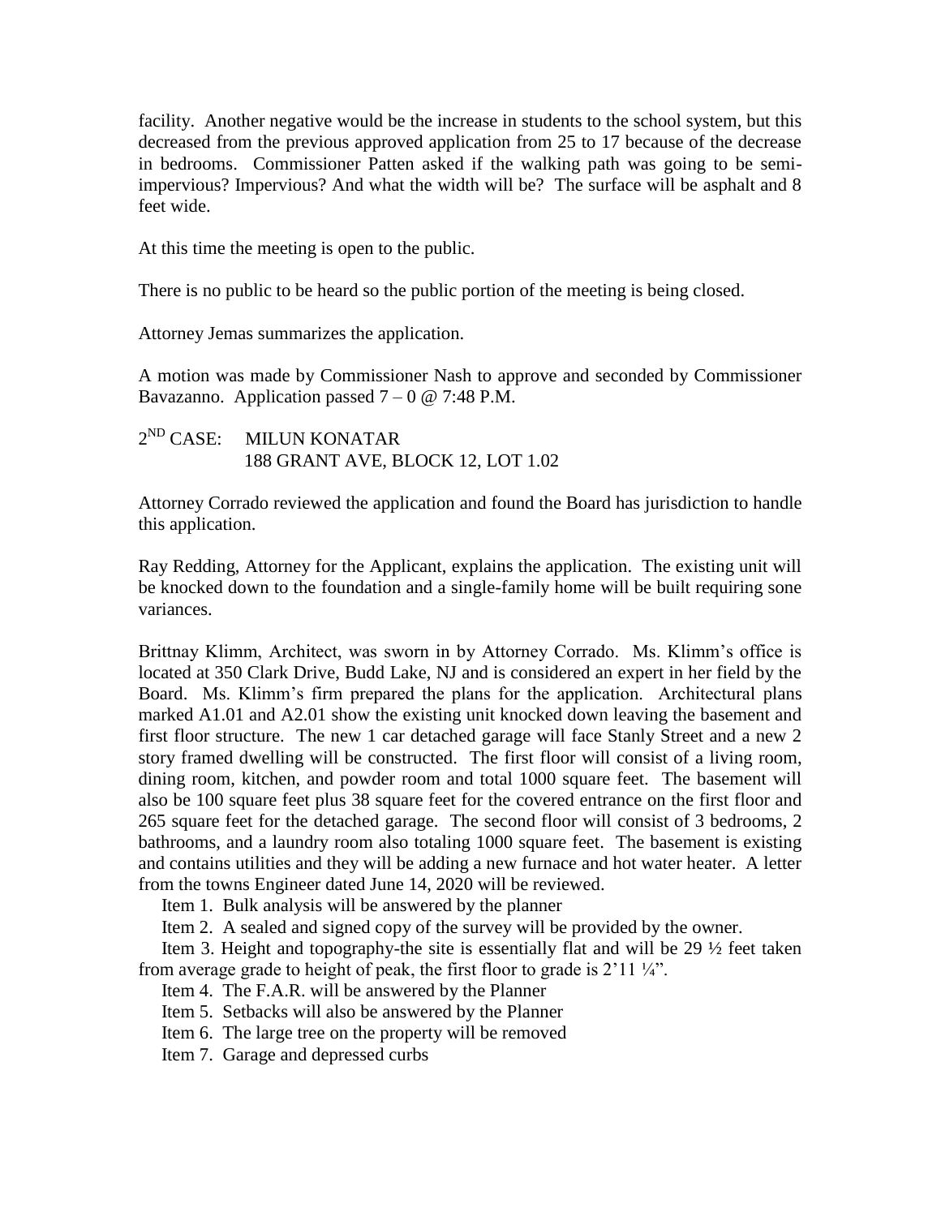facility. Another negative would be the increase in students to the school system, but this decreased from the previous approved application from 25 to 17 because of the decrease in bedrooms. Commissioner Patten asked if the walking path was going to be semi-impervious? Impervious? And what the width will be? The surface will be asphalt and 8 feet wide.

At this time the meeting is open to the public.

There is no public to be heard so the public portion of the meeting is being closed.

Attorney Jemas summarizes the application.

A motion was made by Commissioner Nash to approve and seconded by Commissioner Bavazanno. Application passed 7 – 0 @ 7:48 P.M.

2ND CASE: MILUN KONATAR
188 GRANT AVE, BLOCK 12, LOT 1.02

Attorney Corrado reviewed the application and found the Board has jurisdiction to handle this application.

Ray Redding, Attorney for the Applicant, explains the application. The existing unit will be knocked down to the foundation and a single-family home will be built requiring sone variances.

Brittnay Klimm, Architect, was sworn in by Attorney Corrado. Ms. Klimm's office is located at 350 Clark Drive, Budd Lake, NJ and is considered an expert in her field by the Board. Ms. Klimm's firm prepared the plans for the application. Architectural plans marked A1.01 and A2.01 show the existing unit knocked down leaving the basement and first floor structure. The new 1 car detached garage will face Stanly Street and a new 2 story framed dwelling will be constructed. The first floor will consist of a living room, dining room, kitchen, and powder room and total 1000 square feet. The basement will also be 100 square feet plus 38 square feet for the covered entrance on the first floor and 265 square feet for the detached garage. The second floor will consist of 3 bedrooms, 2 bathrooms, and a laundry room also totaling 1000 square feet. The basement is existing and contains utilities and they will be adding a new furnace and hot water heater. A letter from the towns Engineer dated June 14, 2020 will be reviewed.

Item 1. Bulk analysis will be answered by the planner

Item 2. A sealed and signed copy of the survey will be provided by the owner.

Item 3. Height and topography-the site is essentially flat and will be 29 ½ feet taken from average grade to height of peak, the first floor to grade is 2'11 ¼".

Item 4. The F.A.R. will be answered by the Planner

Item 5. Setbacks will also be answered by the Planner

Item 6. The large tree on the property will be removed

Item 7. Garage and depressed curbs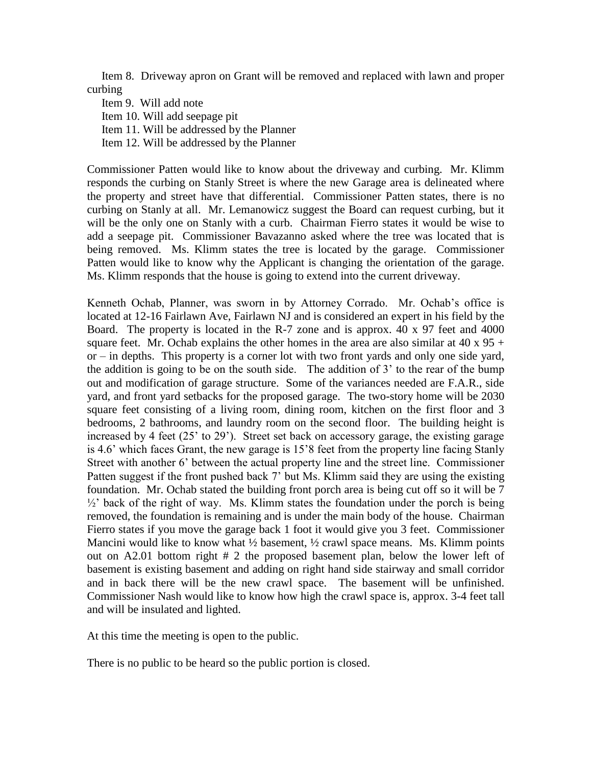Item 8. Driveway apron on Grant will be removed and replaced with lawn and proper curbing

Item 9. Will add note

Item 10. Will add seepage pit

Item 11. Will be addressed by the Planner

Item 12. Will be addressed by the Planner

Commissioner Patten would like to know about the driveway and curbing. Mr. Klimm responds the curbing on Stanly Street is where the new Garage area is delineated where the property and street have that differential. Commissioner Patten states, there is no curbing on Stanly at all. Mr. Lemanowicz suggest the Board can request curbing, but it will be the only one on Stanly with a curb. Chairman Fierro states it would be wise to add a seepage pit. Commissioner Bavazanno asked where the tree was located that is being removed. Ms. Klimm states the tree is located by the garage. Commissioner Patten would like to know why the Applicant is changing the orientation of the garage. Ms. Klimm responds that the house is going to extend into the current driveway.

Kenneth Ochab, Planner, was sworn in by Attorney Corrado. Mr. Ochab's office is located at 12-16 Fairlawn Ave, Fairlawn NJ and is considered an expert in his field by the Board. The property is located in the R-7 zone and is approx. 40 x 97 feet and 4000 square feet. Mr. Ochab explains the other homes in the area are also similar at 40 x 95 + or – in depths. This property is a corner lot with two front yards and only one side yard, the addition is going to be on the south side. The addition of 3' to the rear of the bump out and modification of garage structure. Some of the variances needed are F.A.R., side yard, and front yard setbacks for the proposed garage. The two-story home will be 2030 square feet consisting of a living room, dining room, kitchen on the first floor and 3 bedrooms, 2 bathrooms, and laundry room on the second floor. The building height is increased by 4 feet (25' to 29'). Street set back on accessory garage, the existing garage is 4.6' which faces Grant, the new garage is 15'8 feet from the property line facing Stanly Street with another 6' between the actual property line and the street line. Commissioner Patten suggest if the front pushed back 7' but Ms. Klimm said they are using the existing foundation. Mr. Ochab stated the building front porch area is being cut off so it will be 7 ½' back of the right of way. Ms. Klimm states the foundation under the porch is being removed, the foundation is remaining and is under the main body of the house. Chairman Fierro states if you move the garage back 1 foot it would give you 3 feet. Commissioner Mancini would like to know what ½ basement, ½ crawl space means. Ms. Klimm points out on A2.01 bottom right # 2 the proposed basement plan, below the lower left of basement is existing basement and adding on right hand side stairway and small corridor and in back there will be the new crawl space. The basement will be unfinished. Commissioner Nash would like to know how high the crawl space is, approx. 3-4 feet tall and will be insulated and lighted.

At this time the meeting is open to the public.

There is no public to be heard so the public portion is closed.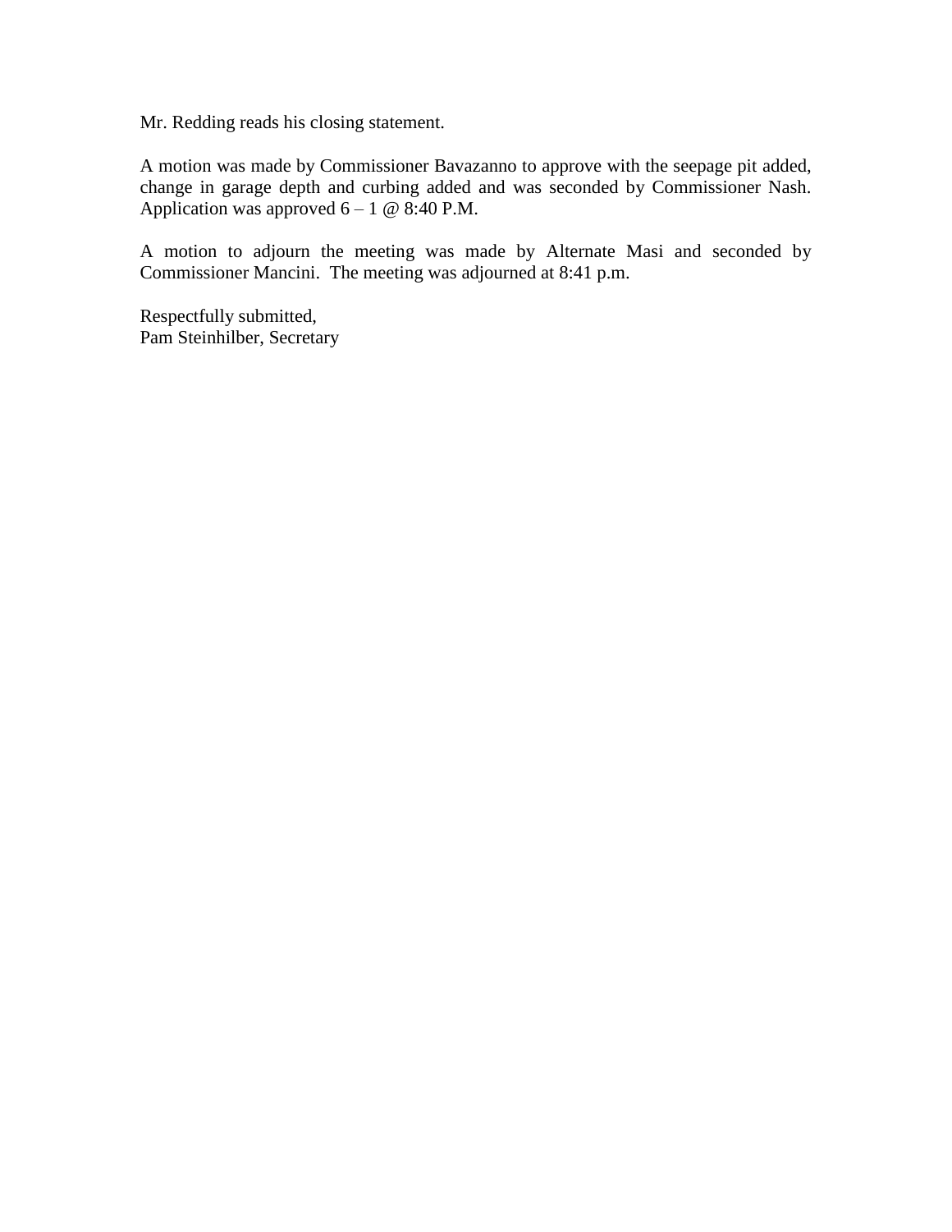Mr. Redding reads his closing statement.

A motion was made by Commissioner Bavazanno to approve with the seepage pit added, change in garage depth and curbing added and was seconded by Commissioner Nash. Application was approved 6 – 1 @ 8:40 P.M.

A motion to adjourn the meeting was made by Alternate Masi and seconded by Commissioner Mancini. The meeting was adjourned at 8:41 p.m.

Respectfully submitted,
Pam Steinhilber, Secretary